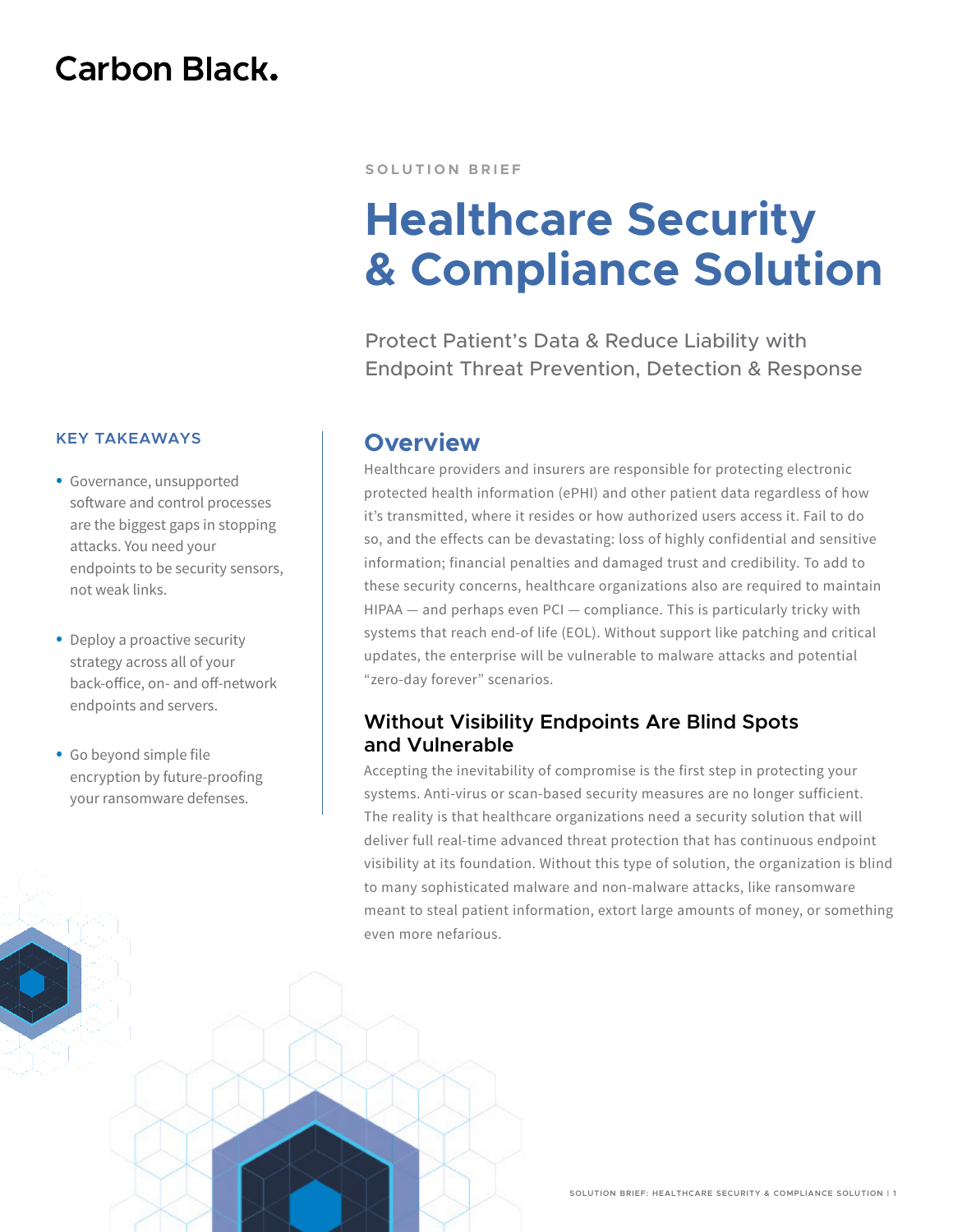Carbon Black.

SOLUTION BRIEF

# Healthcare Security & Compliance Solution

Protect Patient's Data & Reduce Liability with Endpoint Threat Prevention, Detection & Response

## KEY TAKEAWAYS

- Governance, unsupported software and control processes are the biggest gaps in stopping attacks. You need your endpoints to be security sensors, not weak links.
- Deploy a proactive security strategy across all of your back-office, on- and off-network endpoints and servers.
- Go beyond simple file encryption by future-proofing your ransomware defenses.

## Overview

Healthcare providers and insurers are responsible for protecting electronic protected health information (ePHI) and other patient data regardless of how it's transmitted, where it resides or how authorized users access it. Fail to do so, and the effects can be devastating: loss of highly confidential and sensitive information; financial penalties and damaged trust and credibility. To add to these security concerns, healthcare organizations also are required to maintain HIPAA — and perhaps even PCI — compliance. This is particularly tricky with systems that reach end-of life (EOL). Without support like patching and critical updates, the enterprise will be vulnerable to malware attacks and potential "zero-day forever" scenarios.

### Without Visibility Endpoints Are Blind Spots and Vulnerable

Accepting the inevitability of compromise is the first step in protecting your systems. Anti-virus or scan-based security measures are no longer sufficient. The reality is that healthcare organizations need a security solution that will deliver full real-time advanced threat protection that has continuous endpoint visibility at its foundation. Without this type of solution, the organization is blind to many sophisticated malware and non-malware attacks, like ransomware meant to steal patient information, extort large amounts of money, or something even more nefarious.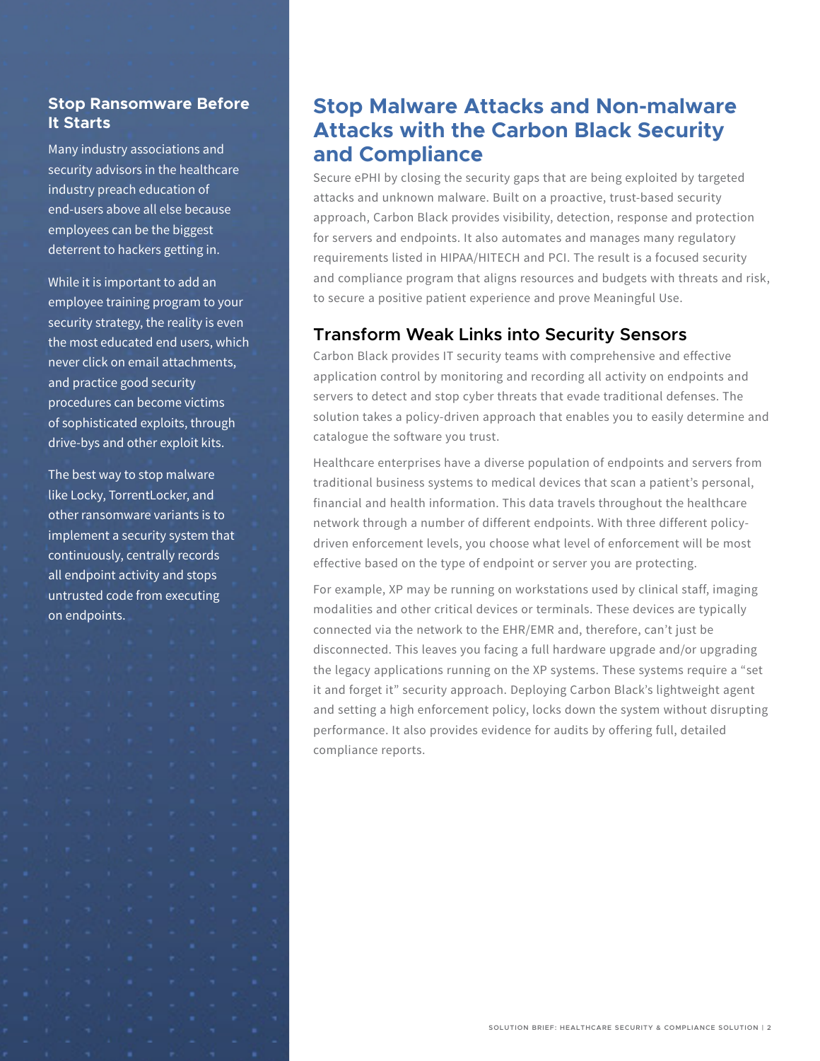### Stop Ransomware Before It Starts

Many industry associations and security advisors in the healthcare industry preach education of end-users above all else because employees can be the biggest deterrent to hackers getting in.

While it is important to add an employee training program to your security strategy, the reality is even the most educated end users, which never click on email attachments, and practice good security procedures can become victims of sophisticated exploits, through drive-bys and other exploit kits.

The best way to stop malware like Locky, TorrentLocker, and other ransomware variants is to implement a security system that continuously, centrally records all endpoint activity and stops untrusted code from executing on endpoints.

## Stop Malware Attacks and Non-malware Attacks with the Carbon Black Security and Compliance

Secure ePHI by closing the security gaps that are being exploited by targeted attacks and unknown malware. Built on a proactive, trust-based security approach, Carbon Black provides visibility, detection, response and protection for servers and endpoints. It also automates and manages many regulatory requirements listed in HIPAA/HITECH and PCI. The result is a focused security and compliance program that aligns resources and budgets with threats and risk, to secure a positive patient experience and prove Meaningful Use.

### Transform Weak Links into Security Sensors

Carbon Black provides IT security teams with comprehensive and effective application control by monitoring and recording all activity on endpoints and servers to detect and stop cyber threats that evade traditional defenses. The solution takes a policy-driven approach that enables you to easily determine and catalogue the software you trust.

Healthcare enterprises have a diverse population of endpoints and servers from traditional business systems to medical devices that scan a patient's personal, financial and health information. This data travels throughout the healthcare network through a number of different endpoints. With three different policy-driven enforcement levels, you choose what level of enforcement will be most effective based on the type of endpoint or server you are protecting.

For example, XP may be running on workstations used by clinical staff, imaging modalities and other critical devices or terminals. These devices are typically connected via the network to the EHR/EMR and, therefore, can't just be disconnected. This leaves you facing a full hardware upgrade and/or upgrading the legacy applications running on the XP systems. These systems require a "set it and forget it" security approach. Deploying Carbon Black's lightweight agent and setting a high enforcement policy, locks down the system without disrupting performance. It also provides evidence for audits by offering full, detailed compliance reports.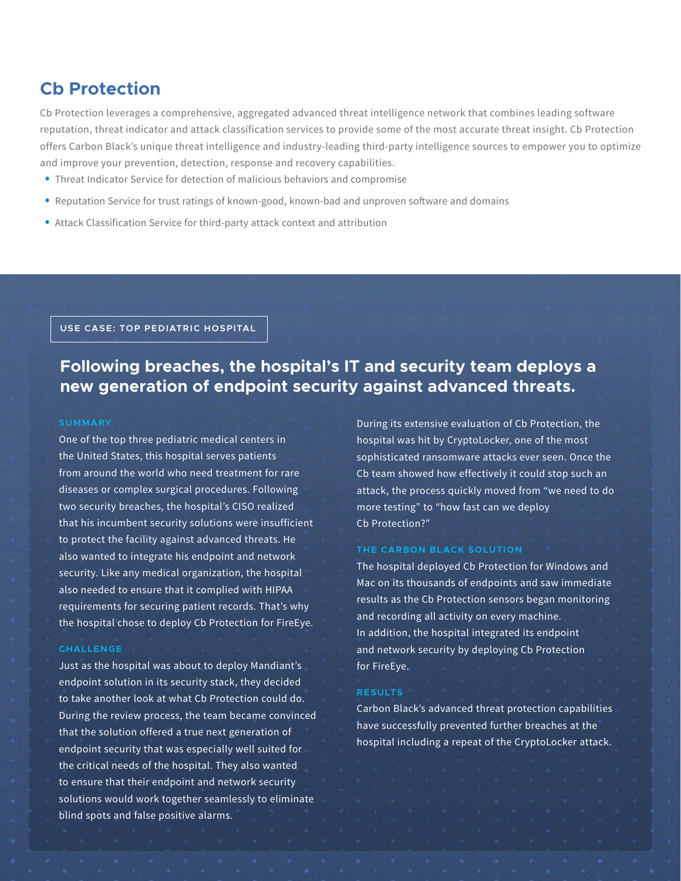## Cb Protection

Cb Protection leverages a comprehensive, aggregated advanced threat intelligence network that combines leading software reputation, threat indicator and attack classification services to provide some of the most accurate threat insight. Cb Protection offers Carbon Black's unique threat intelligence and industry-leading third-party intelligence sources to empower you to optimize and improve your prevention, detection, response and recovery capabilities.

- Threat Indicator Service for detection of malicious behaviors and compromise
- Reputation Service for trust ratings of known-good, known-bad and unproven software and domains
- Attack Classification Service for third-party attack context and attribution

USE CASE: TOP PEDIATRIC HOSPITAL

### Following breaches, the hospital's IT and security team deploys a new generation of endpoint security against advanced threats.

#### SUMMARY

One of the top three pediatric medical centers in the United States, this hospital serves patients from around the world who need treatment for rare diseases or complex surgical procedures. Following two security breaches, the hospital's CISO realized that his incumbent security solutions were insufficient to protect the facility against advanced threats. He also wanted to integrate his endpoint and network security. Like any medical organization, the hospital also needed to ensure that it complied with HIPAA requirements for securing patient records. That's why the hospital chose to deploy Cb Protection for FireEye.

#### CHALLENGE

Just as the hospital was about to deploy Mandiant's endpoint solution in its security stack, they decided to take another look at what Cb Protection could do. During the review process, the team became convinced that the solution offered a true next generation of endpoint security that was especially well suited for the critical needs of the hospital. They also wanted to ensure that their endpoint and network security solutions would work together seamlessly to eliminate blind spots and false positive alarms.

During its extensive evaluation of Cb Protection, the hospital was hit by CryptoLocker, one of the most sophisticated ransomware attacks ever seen. Once the Cb team showed how effectively it could stop such an attack, the process quickly moved from "we need to do more testing" to "how fast can we deploy Cb Protection?"

#### THE CARBON BLACK SOLUTION

The hospital deployed Cb Protection for Windows and Mac on its thousands of endpoints and saw immediate results as the Cb Protection sensors began monitoring and recording all activity on every machine. In addition, the hospital integrated its endpoint and network security by deploying Cb Protection for FireEye.

#### RESULTS

Carbon Black's advanced threat protection capabilities have successfully prevented further breaches at the hospital including a repeat of the CryptoLocker attack.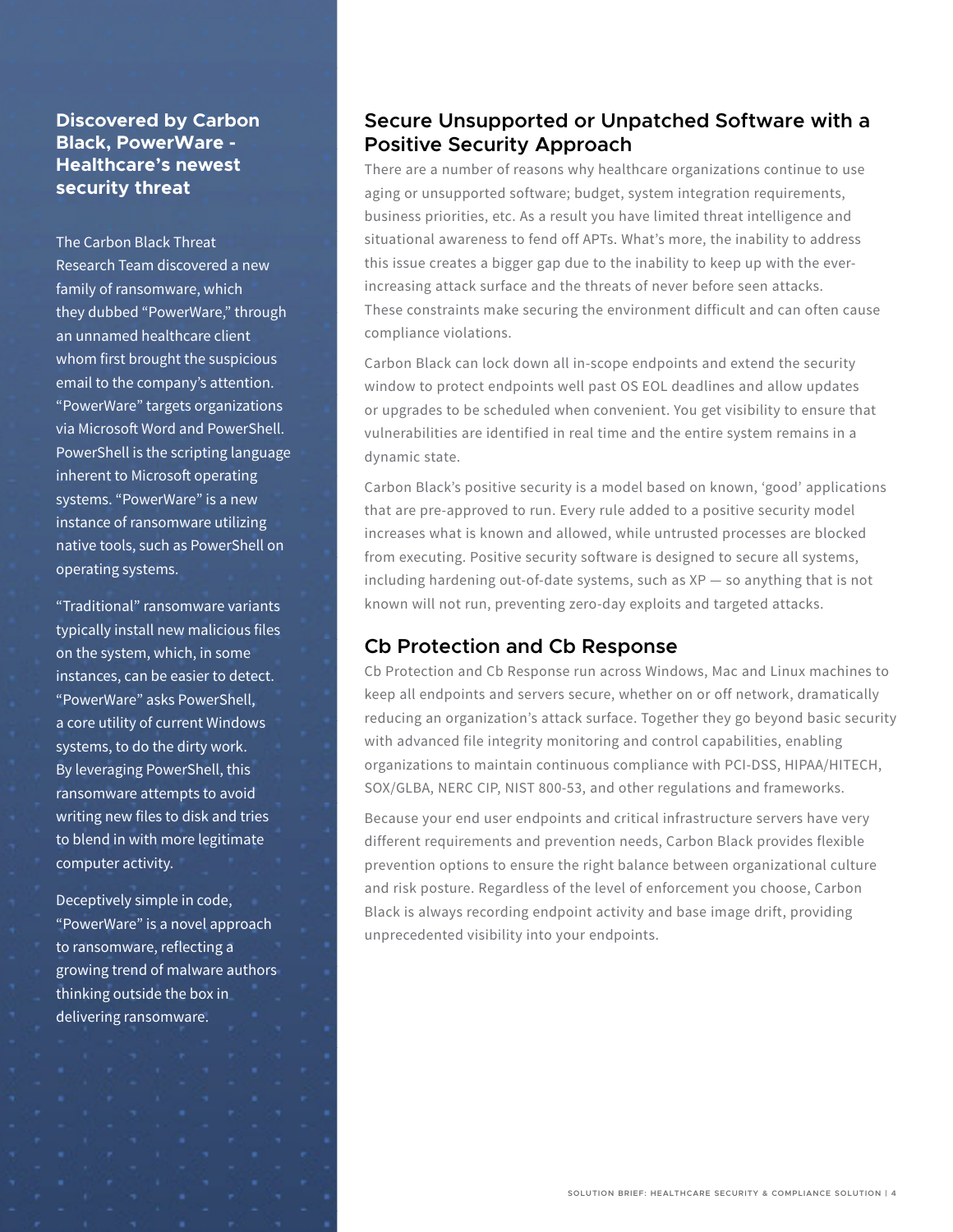## Discovered by Carbon Black, PowerWare - Healthcare's newest security threat

The Carbon Black Threat Research Team discovered a new family of ransomware, which they dubbed "PowerWare," through an unnamed healthcare client whom first brought the suspicious email to the company's attention. "PowerWare" targets organizations via Microsoft Word and PowerShell. PowerShell is the scripting language inherent to Microsoft operating systems. "PowerWare" is a new instance of ransomware utilizing native tools, such as PowerShell on operating systems.

"Traditional" ransomware variants typically install new malicious files on the system, which, in some instances, can be easier to detect. "PowerWare" asks PowerShell, a core utility of current Windows systems, to do the dirty work. By leveraging PowerShell, this ransomware attempts to avoid writing new files to disk and tries to blend in with more legitimate computer activity.

Deceptively simple in code, "PowerWare" is a novel approach to ransomware, reflecting a growing trend of malware authors thinking outside the box in delivering ransomware.

## Secure Unsupported or Unpatched Software with a Positive Security Approach

There are a number of reasons why healthcare organizations continue to use aging or unsupported software; budget, system integration requirements, business priorities, etc. As a result you have limited threat intelligence and situational awareness to fend off APTs. What's more, the inability to address this issue creates a bigger gap due to the inability to keep up with the ever-increasing attack surface and the threats of never before seen attacks. These constraints make securing the environment difficult and can often cause compliance violations.

Carbon Black can lock down all in-scope endpoints and extend the security window to protect endpoints well past OS EOL deadlines and allow updates or upgrades to be scheduled when convenient. You get visibility to ensure that vulnerabilities are identified in real time and the entire system remains in a dynamic state.

Carbon Black's positive security is a model based on known, 'good' applications that are pre-approved to run. Every rule added to a positive security model increases what is known and allowed, while untrusted processes are blocked from executing. Positive security software is designed to secure all systems, including hardening out-of-date systems, such as XP — so anything that is not known will not run, preventing zero-day exploits and targeted attacks.

## Cb Protection and Cb Response

Cb Protection and Cb Response run across Windows, Mac and Linux machines to keep all endpoints and servers secure, whether on or off network, dramatically reducing an organization's attack surface. Together they go beyond basic security with advanced file integrity monitoring and control capabilities, enabling organizations to maintain continuous compliance with PCI-DSS, HIPAA/HITECH, SOX/GLBA, NERC CIP, NIST 800-53, and other regulations and frameworks.

Because your end user endpoints and critical infrastructure servers have very different requirements and prevention needs, Carbon Black provides flexible prevention options to ensure the right balance between organizational culture and risk posture. Regardless of the level of enforcement you choose, Carbon Black is always recording endpoint activity and base image drift, providing unprecedented visibility into your endpoints.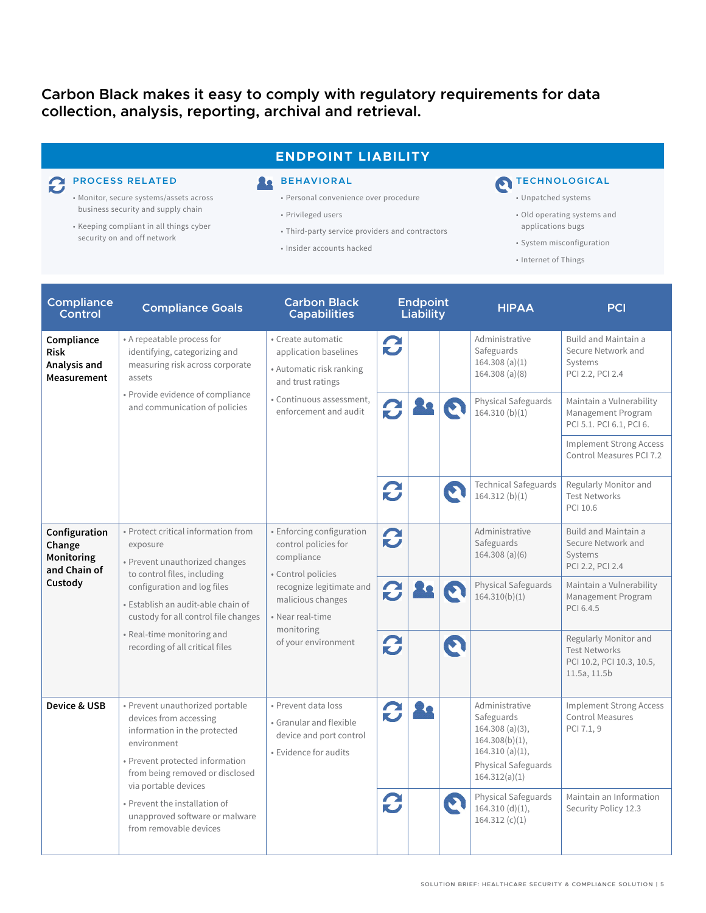## Carbon Black makes it easy to comply with regulatory requirements for data collection, analysis, reporting, archival and retrieval.

### ENDPOINT LIABILITY

**PROCESS RELATED**

- Monitor, secure systems/assets across business security and supply chain
- Keeping compliant in all things cyber security on and off network

**BEHAVIORAL**

- Personal convenience over procedure
- Privileged users
- Third-party service providers and contractors
- Insider accounts hacked

**TECHNOLOGICAL**

- Unpatched systems
- Old operating systems and applications bugs
- System misconfiguration
- Internet of Things

| Compliance Control | Compliance Goals | Carbon Black Capabilities | Endpoint Liability | | | HIPAA | PCI |
|---|---|---|---|---|---|---|---|
| **Compliance Risk Analysis and Measurement** | • A repeatable process for identifying, categorizing and measuring risk across corporate assets<br>• Provide evidence of compliance and communication of policies | • Create automatic application baselines<br>• Automatic risk ranking and trust ratings<br>• Continuous assessment, enforcement and audit | Process Related | | | Administrative Safeguards 164.308 (a)(1) 164.308 (a)(8) | Build and Maintain a Secure Network and Systems PCI 2.2, PCI 2.4 |
| | | | Process Related | Behavioral | Technological | Physical Safeguards 164.310 (b)(1) | Maintain a Vulnerability Management Program PCI 5.1. PCI 6.1, PCI 6.<br>Implement Strong Access Control Measures PCI 7.2 |
| | | | Process Related | | Technological | Technical Safeguards 164.312 (b)(1) | Regularly Monitor and Test Networks PCI 10.6 |
| **Configuration Change Monitoring and Chain of Custody** | • Protect critical information from exposure<br>• Prevent unauthorized changes to control files, including configuration and log files<br>• Establish an audit-able chain of custody for all control file changes<br>• Real-time monitoring and recording of all critical files | • Enforcing configuration control policies for compliance<br>• Control policies recognize legitimate and malicious changes<br>• Near real-time monitoring of your environment | Process Related | | | Administrative Safeguards 164.308 (a)(6) | Build and Maintain a Secure Network and Systems PCI 2.2, PCI 2.4 |
| | | | Process Related | Behavioral | Technological | Physical Safeguards 164.310(b)(1) | Maintain a Vulnerability Management Program PCI 6.4.5 |
| | | | Process Related | | Technological | | Regularly Monitor and Test Networks PCI 10.2, PCI 10.3, 10.5, 11.5a, 11.5b |
| **Device & USB** | • Prevent unauthorized portable devices from accessing information in the protected environment<br>• Prevent protected information from being removed or disclosed via portable devices<br>• Prevent the installation of unapproved software or malware from removable devices | • Prevent data loss<br>• Granular and flexible device and port control<br>• Evidence for audits | Process Related | Behavioral | | Administrative Safeguards 164.308 (a)(3), 164.308(b)(1), 164.310 (a)(1),<br>Physical Safeguards 164.312(a)(1) | Implement Strong Access Control Measures PCI 7.1, 9 |
| | | | Process Related | | Technological | Physical Safeguards 164.310 (d)(1), 164.312 (c)(1) | Maintain an Information Security Policy 12.3 |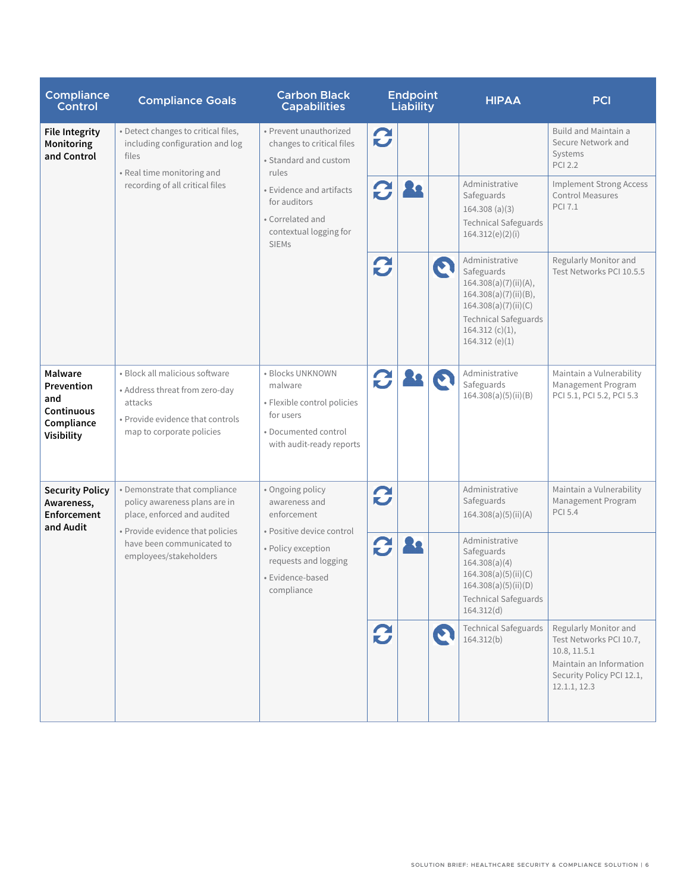| Compliance Control | Compliance Goals | Carbon Black Capabilities | Endpoint Liability | | | HIPAA | PCI |
|---|---|---|---|---|---|---|---|
| **File Integrity Monitoring and Control** | • Detect changes to critical files, including configuration and log files<br>• Real time monitoring and recording of all critical files | • Prevent unauthorized changes to critical files<br>• Standard and custom rules<br>• Evidence and artifacts for auditors<br>• Correlated and contextual logging for SIEMs | ✓ | | | | Build and Maintain a Secure Network and Systems PCI 2.2 |
| | | | ✓ | ✓ | | Administrative Safeguards 164.308 (a)(3)<br>Technical Safeguards 164.312(e)(2)(i) | Implement Strong Access Control Measures PCI 7.1 |
| | | | ✓ | | ✓ | Administrative Safeguards 164.308(a)(7)(ii)(A), 164.308(a)(7)(ii)(B), 164.308(a)(7)(ii)(C)<br>Technical Safeguards 164.312 (c)(1), 164.312 (e)(1) | Regularly Monitor and Test Networks PCI 10.5.5 |
| **Malware Prevention and Continuous Compliance Visibility** | • Block all malicious software<br>• Address threat from zero-day attacks<br>• Provide evidence that controls map to corporate policies | • Blocks UNKNOWN malware<br>• Flexible control policies for users<br>• Documented control with audit-ready reports | ✓ | ✓ | ✓ | Administrative Safeguards 164.308(a)(5)(ii)(B) | Maintain a Vulnerability Management Program PCI 5.1, PCI 5.2, PCI 5.3 |
| **Security Policy Awareness, Enforcement and Audit** | • Demonstrate that compliance policy awareness plans are in place, enforced and audited<br>• Provide evidence that policies have been communicated to employees/stakeholders | • Ongoing policy awareness and enforcement<br>• Positive device control<br>• Policy exception requests and logging<br>• Evidence-based compliance | ✓ | | | Administrative Safeguards 164.308(a)(5)(ii)(A) | Maintain a Vulnerability Management Program PCI 5.4 |
| | | | ✓ | ✓ | | Administrative Safeguards 164.308(a)(4) 164.308(a)(5)(ii)(C) 164.308(a)(5)(ii)(D)<br>Technical Safeguards 164.312(d) | |
| | | | ✓ | | ✓ | Technical Safeguards 164.312(b) | Regularly Monitor and Test Networks PCI 10.7, 10.8, 11.5.1<br>Maintain an Information Security Policy PCI 12.1, 12.1.1, 12.3 |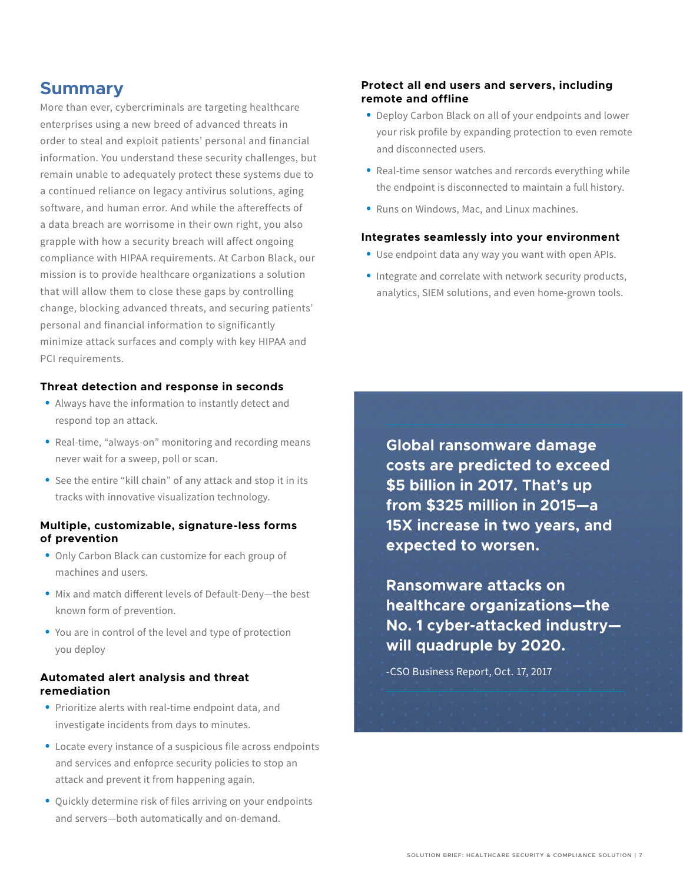## Summary

More than ever, cybercriminals are targeting healthcare enterprises using a new breed of advanced threats in order to steal and exploit patients' personal and financial information. You understand these security challenges, but remain unable to adequately protect these systems due to a continued reliance on legacy antivirus solutions, aging software, and human error. And while the aftereffects of a data breach are worrisome in their own right, you also grapple with how a security breach will affect ongoing compliance with HIPAA requirements. At Carbon Black, our mission is to provide healthcare organizations a solution that will allow them to close these gaps by controlling change, blocking advanced threats, and securing patients' personal and financial information to significantly minimize attack surfaces and comply with key HIPAA and PCI requirements.

### Threat detection and response in seconds

- Always have the information to instantly detect and respond top an attack.
- Real-time, "always-on" monitoring and recording means never wait for a sweep, poll or scan.
- See the entire "kill chain" of any attack and stop it in its tracks with innovative visualization technology.

### Multiple, customizable, signature-less forms of prevention

- Only Carbon Black can customize for each group of machines and users.
- Mix and match different levels of Default-Deny—the best known form of prevention.
- You are in control of the level and type of protection you deploy

### Automated alert analysis and threat remediation

- Prioritize alerts with real-time endpoint data, and investigate incidents from days to minutes.
- Locate every instance of a suspicious file across endpoints and services and enfoprce security policies to stop an attack and prevent it from happening again.
- Quickly determine risk of files arriving on your endpoints and servers—both automatically and on-demand.

### Protect all end users and servers, including remote and offline

- Deploy Carbon Black on all of your endpoints and lower your risk profile by expanding protection to even remote and disconnected users.
- Real-time sensor watches and rercords everything while the endpoint is disconnected to maintain a full history.
- Runs on Windows, Mac, and Linux machines.

### Integrates seamlessly into your environment

- Use endpoint data any way you want with open APIs.
- Integrate and correlate with network security products, analytics, SIEM solutions, and even home-grown tools.

**Global ransomware damage costs are predicted to exceed $5 billion in 2017. That's up from $325 million in 2015—a 15X increase in two years, and expected to worsen.**

**Ransomware attacks on healthcare organizations—the No. 1 cyber-attacked industry—will quadruple by 2020.**

-CSO Business Report, Oct. 17, 2017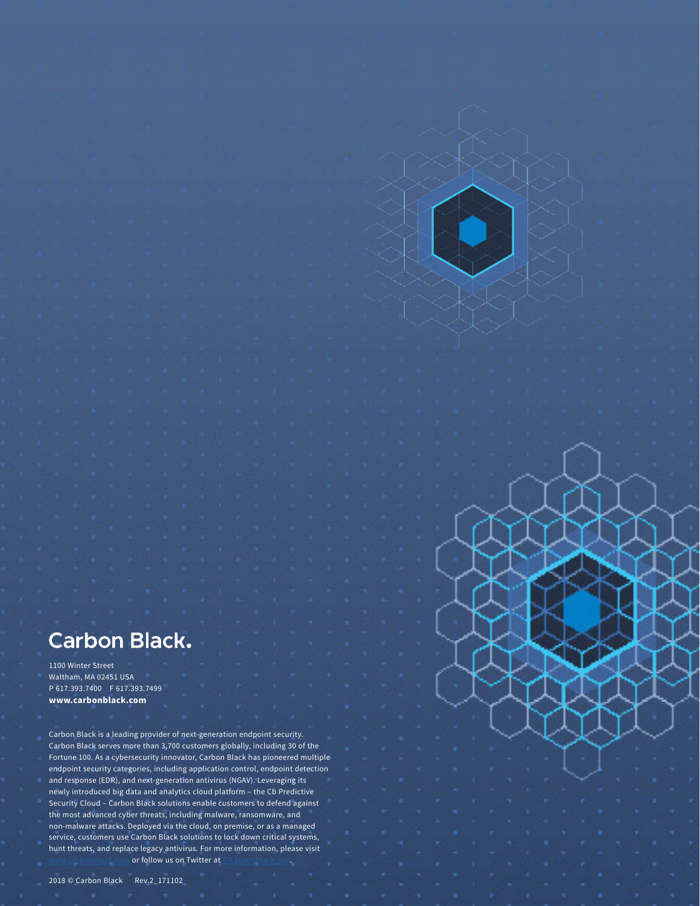# Carbon Black.

1100 Winter Street
Waltham, MA 02451 USA
P 617.393.7400 F 617.393.7499
**www.carbonblack.com**

Carbon Black is a leading provider of next-generation endpoint security. Carbon Black serves more than 3,700 customers globally, including 30 of the Fortune 100. As a cybersecurity innovator, Carbon Black has pioneered multiple endpoint security categories, including application control, endpoint detection and response (EDR), and next-generation antivirus (NGAV). Leveraging its newly introduced big data and analytics cloud platform – the Cb Predictive Security Cloud – Carbon Black solutions enable customers to defend against the most advanced cyber threats, including malware, ransomware, and non-malware attacks. Deployed via the cloud, on premise, or as a managed service, customers use Carbon Black solutions to lock down critical systems, hunt threats, and replace legacy antivirus. For more information, please visit www.carbonblack.com or follow us on Twitter at @CarbonBlack_Inc.

2018 © Carbon Black Rev.2_171102